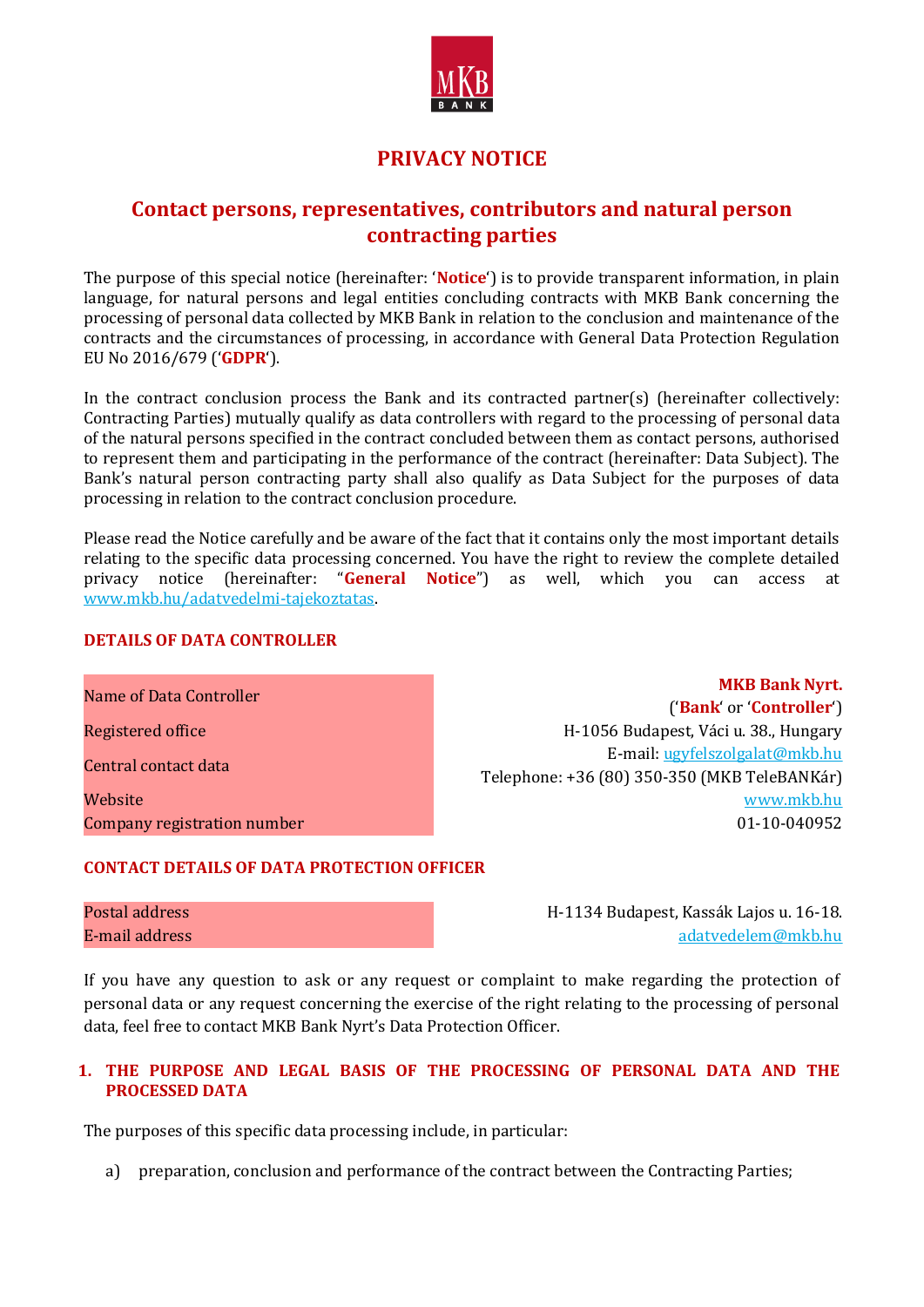# PRIVACY NOTICE

## Contact persons, representatives, contributors and natural person contracting parties

The purpose of this special notice (hereinafter: '**Notice**') is to provide transparent information, in plain language, for natural persons and legal entities concluding contracts with MKB Bank concerning the processing of personal data collected by MKB Bank in relation to the conclusion and maintenance of the contracts and the circumstances of processing, in accordance with General Data Protection Regulation EU No 2016/679 ('**GDPR**').

In the contract conclusion process the Bank and its contracted partner(s) (hereinafter collectively: Contracting Parties) mutually qualify as data controllers with regard to the processing of personal data of the natural persons specified in the contract concluded between them as contact persons, authorised to represent them and participating in the performance of the contract (hereinafter: Data Subject). The Bank's natural person contracting party shall also qualify as Data Subject for the purposes of data processing in relation to the contract conclusion procedure.

Please read the Notice carefully and be aware of the fact that it contains only the most important details relating to the specific data processing concerned. You have the right to review the complete detailed privacy notice (hereinafter: "**General Notice**") as well, which you can access at www.mkb.hu/adatvedelmi-tajekoztatas.

### DETAILS OF DATA CONTROLLER

| | |
|---|---|
| Name of Data Controller | **MKB Bank Nyrt.** ('**Bank**' or '**Controller**') |
| Registered office | H-1056 Budapest, Váci u. 38., Hungary |
| Central contact data | E-mail: ugyfelszolgalat@mkb.hu<br>Telephone: +36 (80) 350-350 (MKB TeleBANKár) |
| Website | www.mkb.hu |
| Company registration number | 01-10-040952 |

### CONTACT DETAILS OF DATA PROTECTION OFFICER

| | |
|---|---|
| Postal address | H-1134 Budapest, Kassák Lajos u. 16-18. |
| E-mail address | adatvedelem@mkb.hu |

If you have any question to ask or any request or complaint to make regarding the protection of personal data or any request concerning the exercise of the right relating to the processing of personal data, feel free to contact MKB Bank Nyrt's Data Protection Officer.

### 1. THE PURPOSE AND LEGAL BASIS OF THE PROCESSING OF PERSONAL DATA AND THE PROCESSED DATA

The purposes of this specific data processing include, in particular:

a) preparation, conclusion and performance of the contract between the Contracting Parties;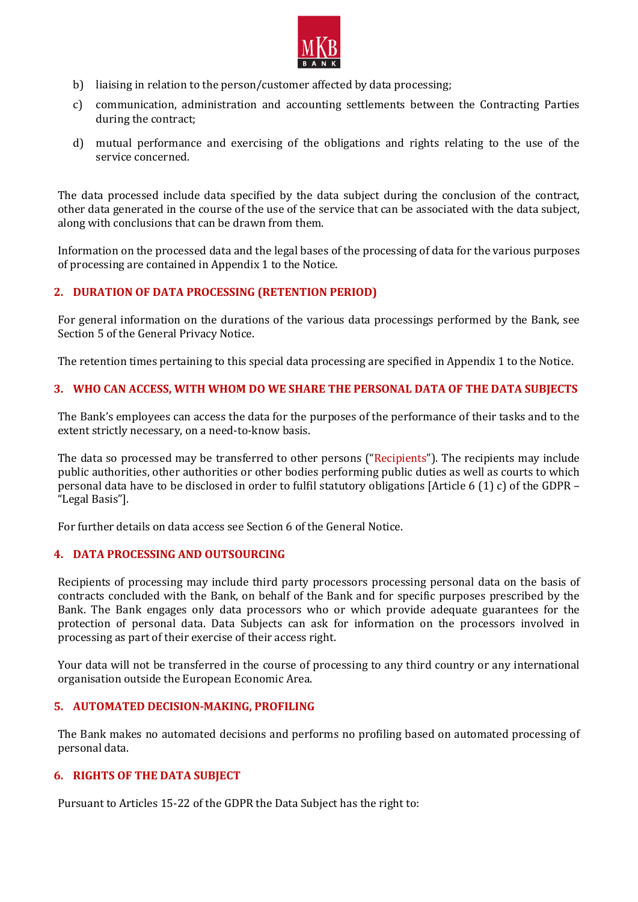b) liaising in relation to the person/customer affected by data processing;

c) communication, administration and accounting settlements between the Contracting Parties during the contract;

d) mutual performance and exercising of the obligations and rights relating to the use of the service concerned.

The data processed include data specified by the data subject during the conclusion of the contract, other data generated in the course of the use of the service that can be associated with the data subject, along with conclusions that can be drawn from them.

Information on the processed data and the legal bases of the processing of data for the various purposes of processing are contained in Appendix 1 to the Notice.

## 2. DURATION OF DATA PROCESSING (RETENTION PERIOD)

For general information on the durations of the various data processings performed by the Bank, see Section 5 of the General Privacy Notice.

The retention times pertaining to this special data processing are specified in Appendix 1 to the Notice.

## 3. WHO CAN ACCESS, WITH WHOM DO WE SHARE THE PERSONAL DATA OF THE DATA SUBJECTS

The Bank's employees can access the data for the purposes of the performance of their tasks and to the extent strictly necessary, on a need-to-know basis.

The data so processed may be transferred to other persons ("Recipients"). The recipients may include public authorities, other authorities or other bodies performing public duties as well as courts to which personal data have to be disclosed in order to fulfil statutory obligations [Article 6 (1) c) of the GDPR – "Legal Basis"].

For further details on data access see Section 6 of the General Notice.

## 4. DATA PROCESSING AND OUTSOURCING

Recipients of processing may include third party processors processing personal data on the basis of contracts concluded with the Bank, on behalf of the Bank and for specific purposes prescribed by the Bank. The Bank engages only data processors who or which provide adequate guarantees for the protection of personal data. Data Subjects can ask for information on the processors involved in processing as part of their exercise of their access right.

Your data will not be transferred in the course of processing to any third country or any international organisation outside the European Economic Area.

## 5. AUTOMATED DECISION-MAKING, PROFILING

The Bank makes no automated decisions and performs no profiling based on automated processing of personal data.

## 6. RIGHTS OF THE DATA SUBJECT

Pursuant to Articles 15-22 of the GDPR the Data Subject has the right to: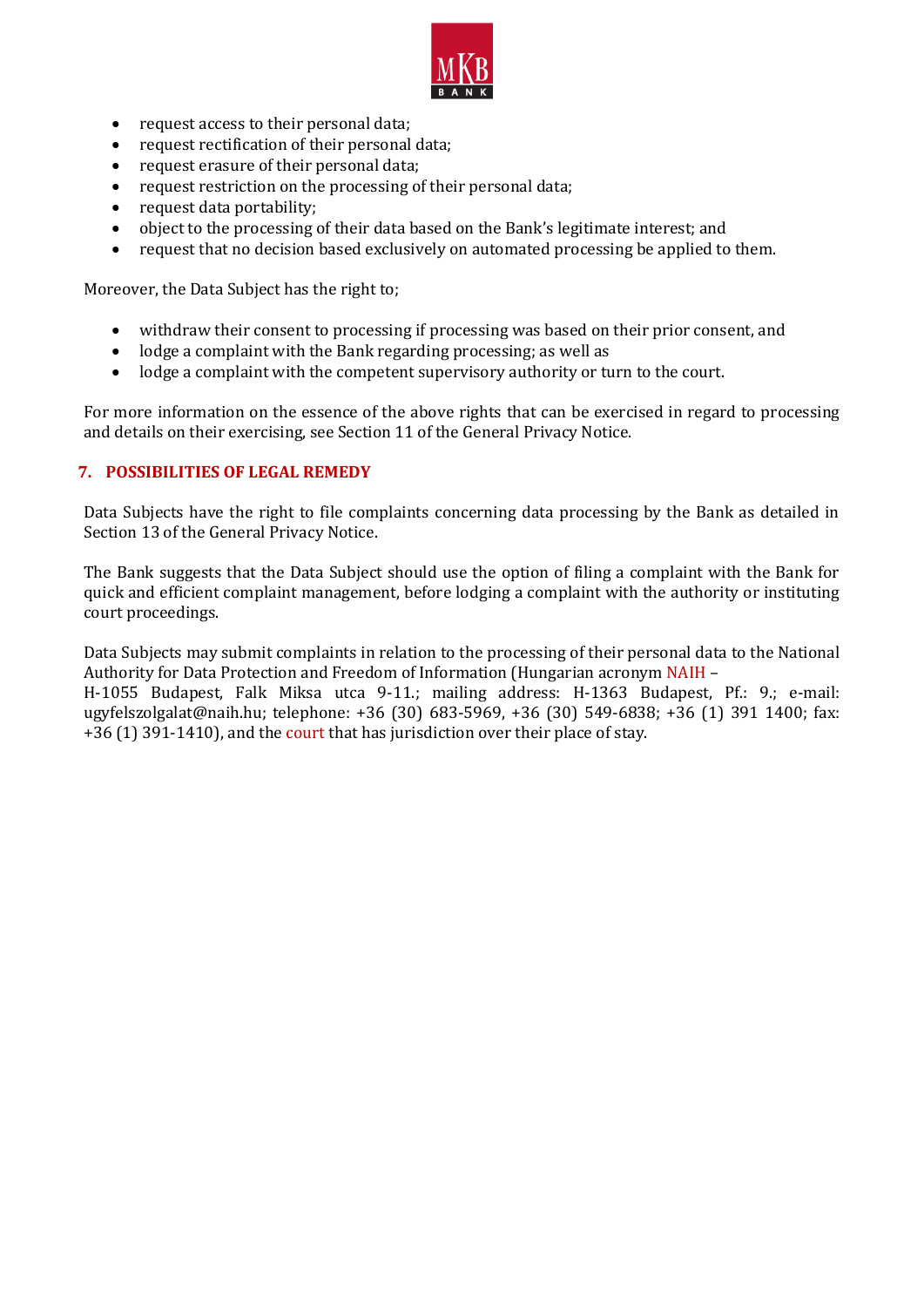- request access to their personal data;
- request rectification of their personal data;
- request erasure of their personal data;
- request restriction on the processing of their personal data;
- request data portability;
- object to the processing of their data based on the Bank's legitimate interest; and
- request that no decision based exclusively on automated processing be applied to them.

Moreover, the Data Subject has the right to;

- withdraw their consent to processing if processing was based on their prior consent, and
- lodge a complaint with the Bank regarding processing; as well as
- lodge a complaint with the competent supervisory authority or turn to the court.

For more information on the essence of the above rights that can be exercised in regard to processing and details on their exercising, see Section 11 of the General Privacy Notice.

## 7. POSSIBILITIES OF LEGAL REMEDY

Data Subjects have the right to file complaints concerning data processing by the Bank as detailed in Section 13 of the General Privacy Notice.

The Bank suggests that the Data Subject should use the option of filing a complaint with the Bank for quick and efficient complaint management, before lodging a complaint with the authority or instituting court proceedings.

Data Subjects may submit complaints in relation to the processing of their personal data to the National Authority for Data Protection and Freedom of Information (Hungarian acronym NAIH – H-1055 Budapest, Falk Miksa utca 9-11.; mailing address: H-1363 Budapest, Pf.: 9.; e-mail: ugyfelszolgalat@naih.hu; telephone: +36 (30) 683-5969, +36 (30) 549-6838; +36 (1) 391 1400; fax: +36 (1) 391-1410), and the court that has jurisdiction over their place of stay.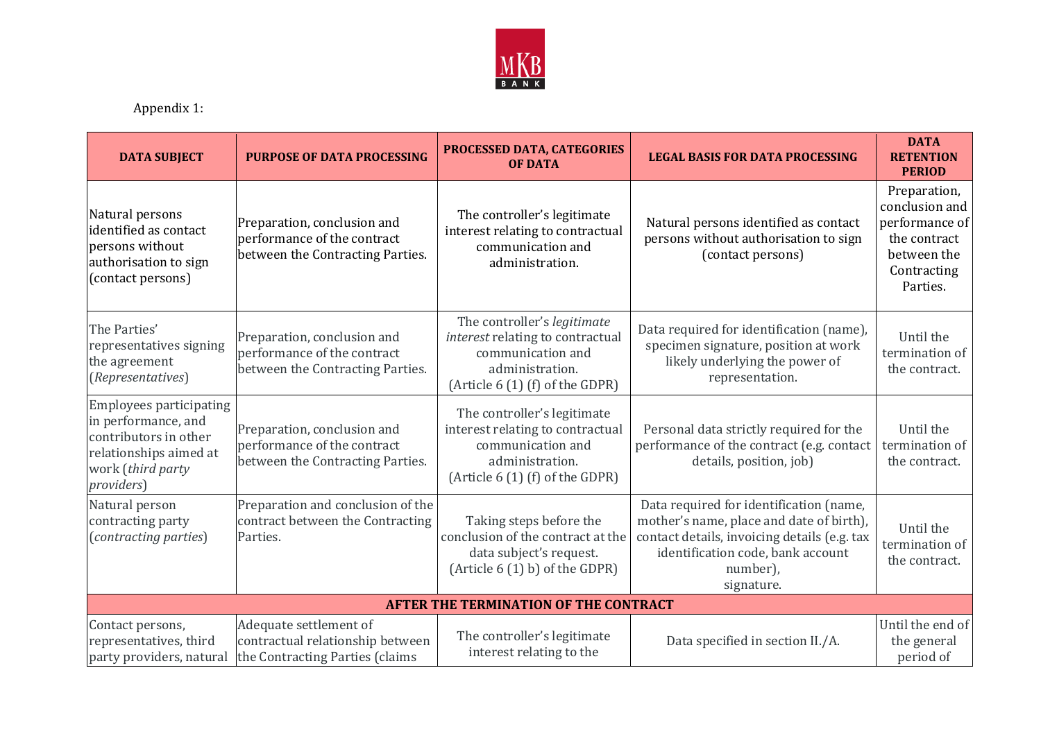Appendix 1:

| DATA SUBJECT | PURPOSE OF DATA PROCESSING | PROCESSED DATA, CATEGORIES OF DATA | LEGAL BASIS FOR DATA PROCESSING | DATA RETENTION PERIOD |
|---|---|---|---|---|
| Natural persons identified as contact persons without authorisation to sign (contact persons) | Preparation, conclusion and performance of the contract between the Contracting Parties. | The controller's legitimate interest relating to contractual communication and administration. | Natural persons identified as contact persons without authorisation to sign (contact persons) | Preparation, conclusion and performance of the contract between the Contracting Parties. |
| The Parties' representatives signing the agreement (*Representatives*) | Preparation, conclusion and performance of the contract between the Contracting Parties. | The controller's *legitimate interest* relating to contractual communication and administration. (Article 6 (1) (f) of the GDPR) | Data required for identification (name), specimen signature, position at work likely underlying the power of representation. | Until the termination of the contract. |
| Employees participating in performance, and contributors in other relationships aimed at work (*third party providers*) | Preparation, conclusion and performance of the contract between the Contracting Parties. | The controller's legitimate interest relating to contractual communication and administration. (Article 6 (1) (f) of the GDPR) | Personal data strictly required for the performance of the contract (e.g. contact details, position, job) | Until the termination of the contract. |
| Natural person contracting party (*contracting parties*) | Preparation and conclusion of the contract between the Contracting Parties. | Taking steps before the conclusion of the contract at the data subject's request. (Article 6 (1) b) of the GDPR) | Data required for identification (name, mother's name, place and date of birth), contact details, invoicing details (e.g. tax identification code, bank account number), signature. | Until the termination of the contract. |
| **AFTER THE TERMINATION OF THE CONTRACT** | | | | |
| Contact persons, representatives, third party providers, natural | Adequate settlement of contractual relationship between the Contracting Parties (claims | The controller's legitimate interest relating to the | Data specified in section II./A. | Until the end of the general period of |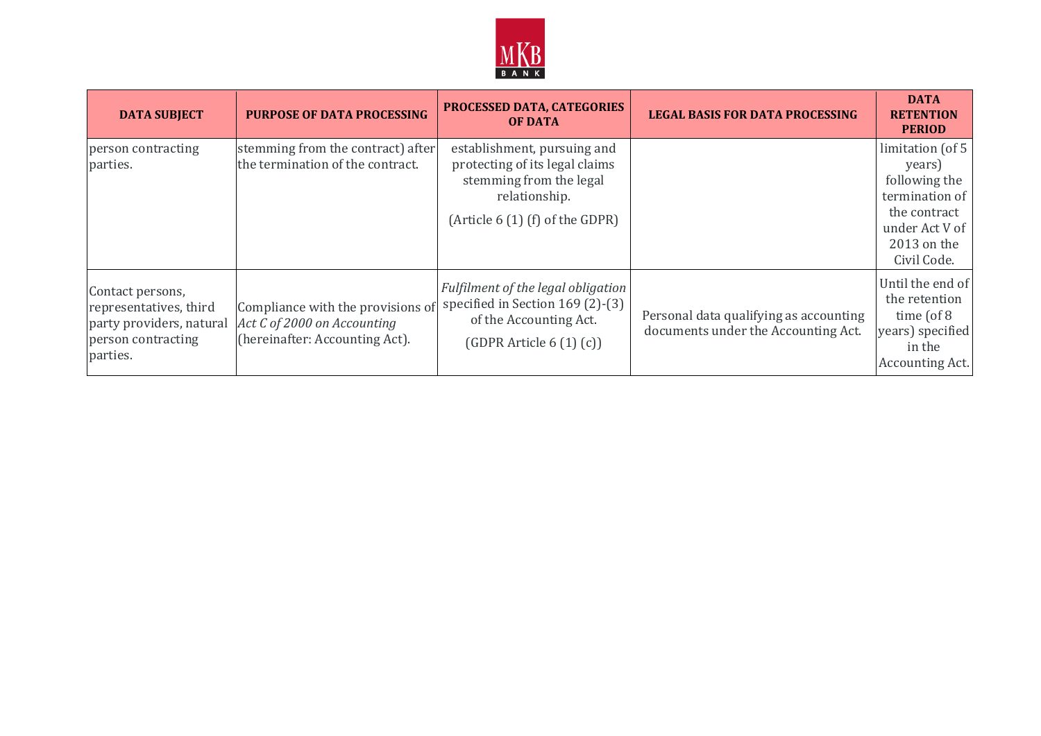| DATA SUBJECT | PURPOSE OF DATA PROCESSING | PROCESSED DATA, CATEGORIES OF DATA | LEGAL BASIS FOR DATA PROCESSING | DATA RETENTION PERIOD |
|---|---|---|---|---|
| person contracting parties. | stemming from the contract) after the termination of the contract. | establishment, pursuing and protecting of its legal claims stemming from the legal relationship. (Article 6 (1) (f) of the GDPR) | | limitation (of 5 years) following the termination of the contract under Act V of 2013 on the Civil Code. |
| Contact persons, representatives, third party providers, natural person contracting parties. | Compliance with the provisions of *Act C of 2000 on Accounting* (hereinafter: Accounting Act). | *Fulfilment of the legal obligation* specified in Section 169 (2)-(3) of the Accounting Act. (GDPR Article 6 (1) (c)) | Personal data qualifying as accounting documents under the Accounting Act. | Until the end of the retention time (of 8 years) specified in the Accounting Act. |